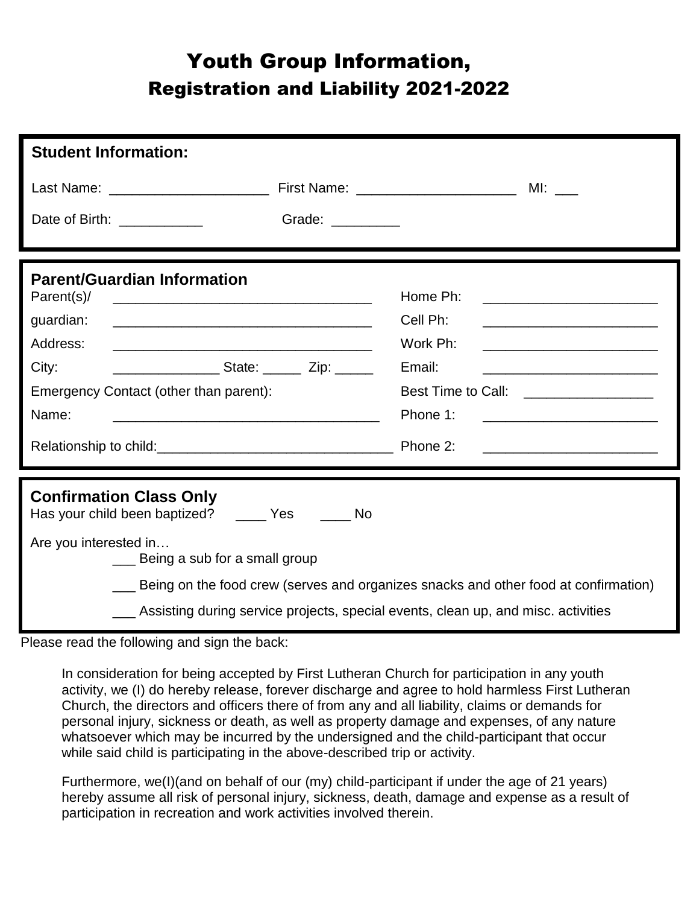# Youth Group Information,
## Registration and Liability 2021-2022

**Student Information:**

Last Name: ____________________ First Name: ____________________ MI: ___

Date of Birth: ___________ Grade: _________

**Parent/Guardian Information**

Parent(s)/ guardian: __________________________________

Address: __________________________________

City: ______________ State: _____ Zip: _____

Home Ph: ______________________

Cell Ph: ______________________

Work Ph: ______________________

Email: ______________________

Emergency Contact (other than parent):

Best Time to Call: ________________

Name: __________________________________

Phone 1: ______________________

Relationship to child:______________________________

Phone 2: ______________________

**Confirmation Class Only**

Has your child been baptized? ____ Yes ____ No

Are you interested in…

___ Being a sub for a small group

___ Being on the food crew (serves and organizes snacks and other food at confirmation)

___ Assisting during service projects, special events, clean up, and misc. activities

Please read the following and sign the back:

In consideration for being accepted by First Lutheran Church for participation in any youth activity, we (I) do hereby release, forever discharge and agree to hold harmless First Lutheran Church, the directors and officers there of from any and all liability, claims or demands for personal injury, sickness or death, as well as property damage and expenses, of any nature whatsoever which may be incurred by the undersigned and the child-participant that occur while said child is participating in the above-described trip or activity.

Furthermore, we(I)(and on behalf of our (my) child-participant if under the age of 21 years) hereby assume all risk of personal injury, sickness, death, damage and expense as a result of participation in recreation and work activities involved therein.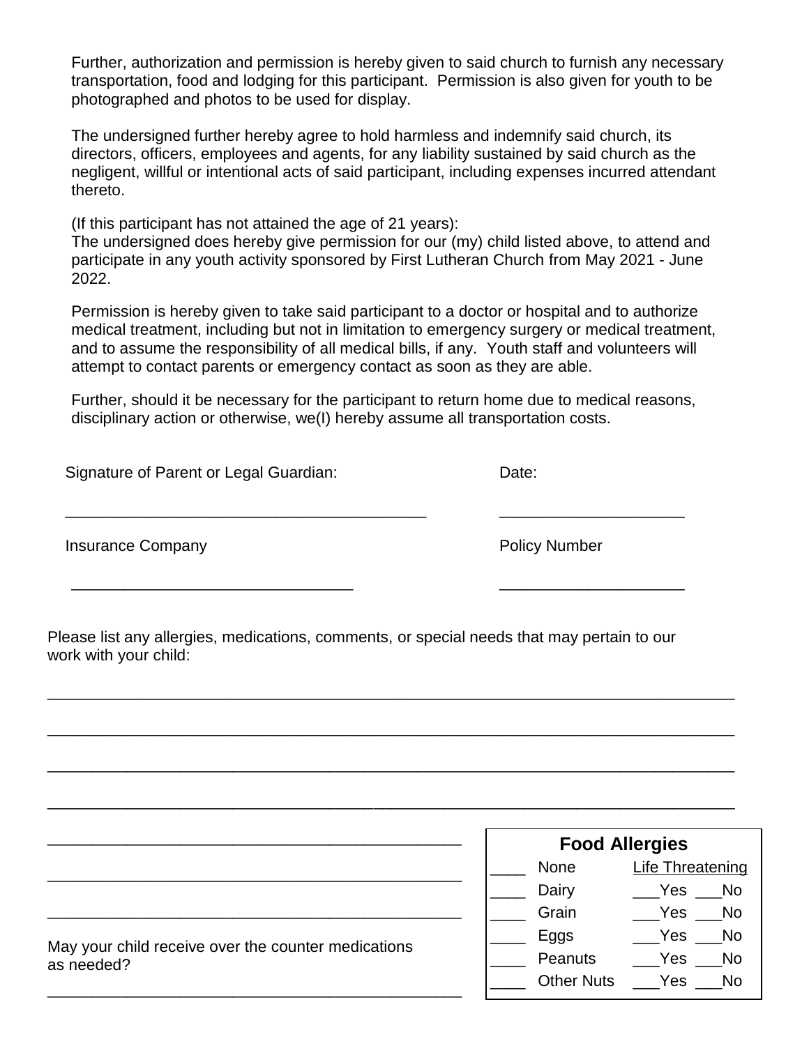Further, authorization and permission is hereby given to said church to furnish any necessary transportation, food and lodging for this participant. Permission is also given for youth to be photographed and photos to be used for display.

The undersigned further hereby agree to hold harmless and indemnify said church, its directors, officers, employees and agents, for any liability sustained by said church as the negligent, willful or intentional acts of said participant, including expenses incurred attendant thereto.

(If this participant has not attained the age of 21 years):
The undersigned does hereby give permission for our (my) child listed above, to attend and participate in any youth activity sponsored by First Lutheran Church from May 2021 - June 2022.

Permission is hereby given to take said participant to a doctor or hospital and to authorize medical treatment, including but not in limitation to emergency surgery or medical treatment, and to assume the responsibility of all medical bills, if any. Youth staff and volunteers will attempt to contact parents or emergency contact as soon as they are able.

Further, should it be necessary for the participant to return home due to medical reasons, disciplinary action or otherwise, we(I) hereby assume all transportation costs.

Signature of Parent or Legal Guardian: _________________________________________ Date: _____________________

Insurance Company _________________________________ Policy Number _____________________

Please list any allergies, medications, comments, or special needs that may pertain to our work with your child:

_______________________________________________________________________________

_______________________________________________________________________________

_______________________________________________________________________________

_______________________________________________________________________________

________________________________________________

________________________________________________

________________________________________________

May your child receive over the counter medications as needed?

________________________________________________

**Food Allergies**

| | | Life Threatening |
|---|---|---|
| ____ | None | |
| ____ | Dairy | ___Yes ___No |
| ____ | Grain | ___Yes ___No |
| ____ | Eggs | ___Yes ___No |
| ____ | Peanuts | ___Yes ___No |
| ____ | Other Nuts | ___Yes ___No |